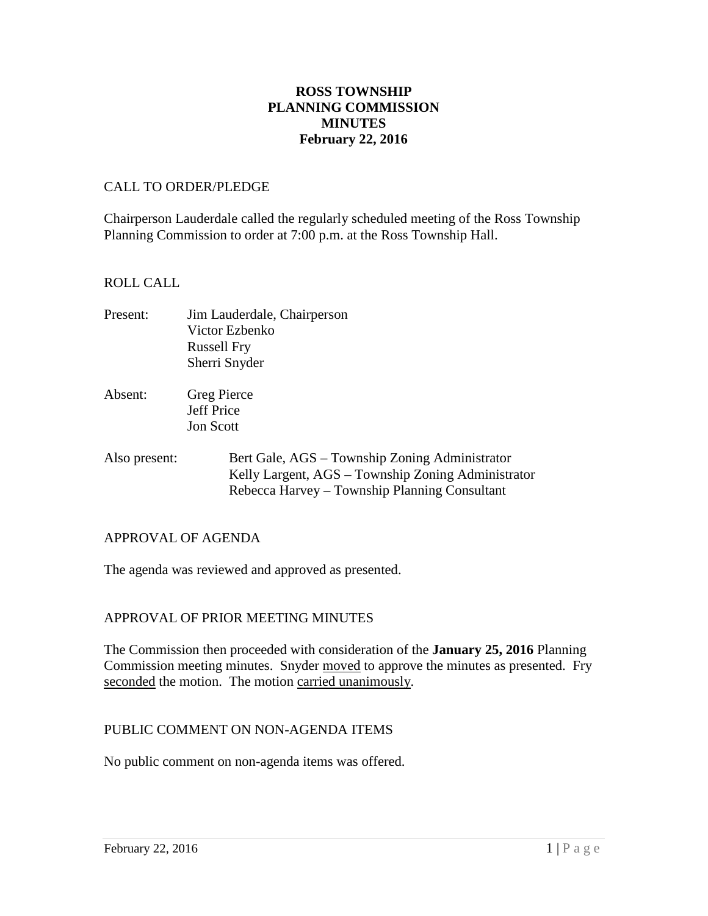# ROSS TOWNSHIP
# PLANNING COMMISSION
# MINUTES
# February 22, 2016

## CALL TO ORDER/PLEDGE

Chairperson Lauderdale called the regularly scheduled meeting of the Ross Township Planning Commission to order at 7:00 p.m. at the Ross Township Hall.

## ROLL CALL

Present: Jim Lauderdale, Chairperson
Victor Ezbenko
Russell Fry
Sherri Snyder

Absent: Greg Pierce
Jeff Price
Jon Scott

Also present: Bert Gale, AGS – Township Zoning Administrator
Kelly Largent, AGS – Township Zoning Administrator
Rebecca Harvey – Township Planning Consultant

## APPROVAL OF AGENDA

The agenda was reviewed and approved as presented.

## APPROVAL OF PRIOR MEETING MINUTES

The Commission then proceeded with consideration of the **January 25, 2016** Planning Commission meeting minutes. Snyder moved to approve the minutes as presented. Fry seconded the motion. The motion carried unanimously.

## PUBLIC COMMENT ON NON-AGENDA ITEMS

No public comment on non-agenda items was offered.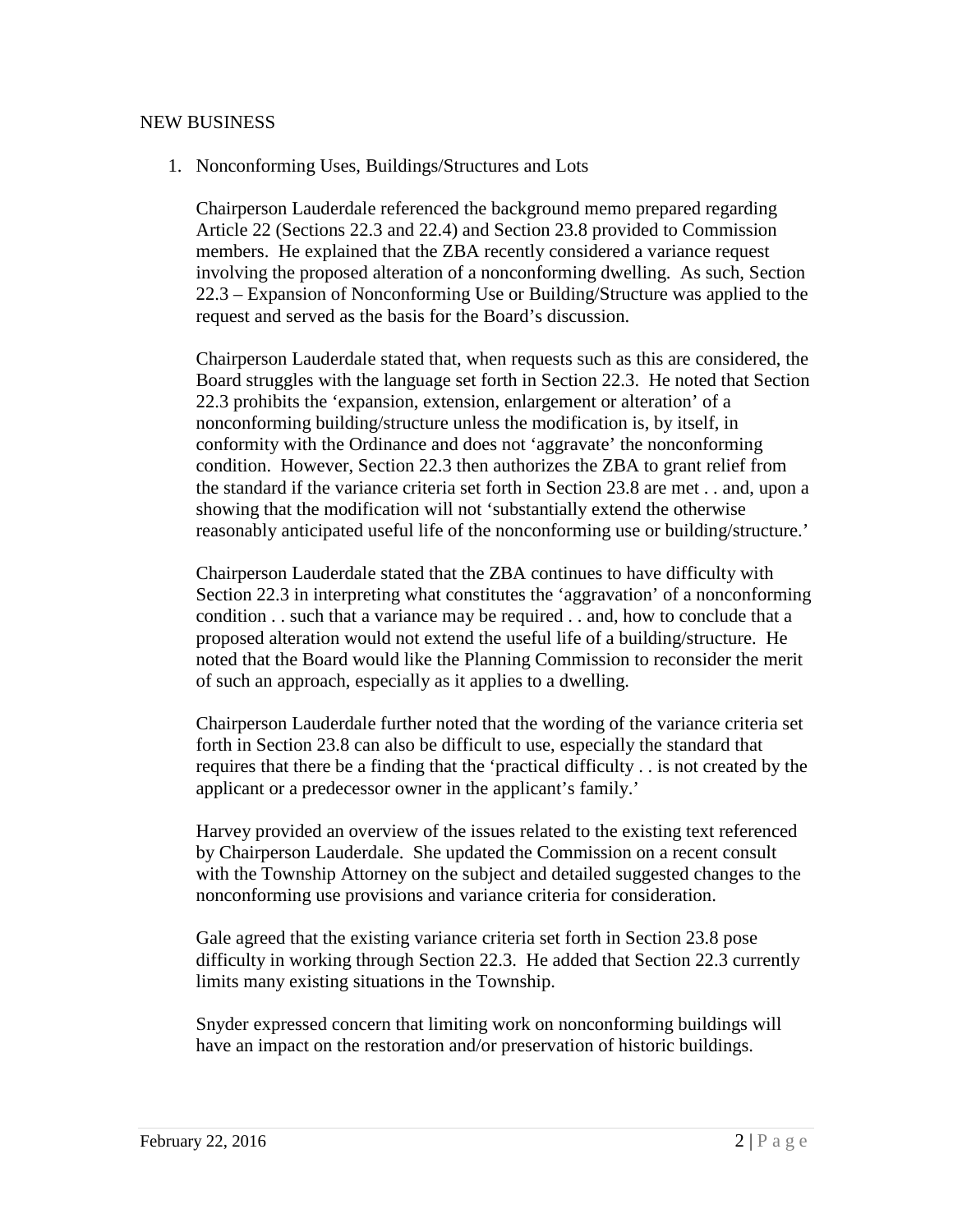NEW BUSINESS

1. Nonconforming Uses, Buildings/Structures and Lots

   Chairperson Lauderdale referenced the background memo prepared regarding Article 22 (Sections 22.3 and 22.4) and Section 23.8 provided to Commission members. He explained that the ZBA recently considered a variance request involving the proposed alteration of a nonconforming dwelling. As such, Section 22.3 – Expansion of Nonconforming Use or Building/Structure was applied to the request and served as the basis for the Board's discussion.

   Chairperson Lauderdale stated that, when requests such as this are considered, the Board struggles with the language set forth in Section 22.3. He noted that Section 22.3 prohibits the 'expansion, extension, enlargement or alteration' of a nonconforming building/structure unless the modification is, by itself, in conformity with the Ordinance and does not 'aggravate' the nonconforming condition. However, Section 22.3 then authorizes the ZBA to grant relief from the standard if the variance criteria set forth in Section 23.8 are met . . and, upon a showing that the modification will not 'substantially extend the otherwise reasonably anticipated useful life of the nonconforming use or building/structure.'

   Chairperson Lauderdale stated that the ZBA continues to have difficulty with Section 22.3 in interpreting what constitutes the 'aggravation' of a nonconforming condition . . such that a variance may be required . . and, how to conclude that a proposed alteration would not extend the useful life of a building/structure. He noted that the Board would like the Planning Commission to reconsider the merit of such an approach, especially as it applies to a dwelling.

   Chairperson Lauderdale further noted that the wording of the variance criteria set forth in Section 23.8 can also be difficult to use, especially the standard that requires that there be a finding that the 'practical difficulty . . is not created by the applicant or a predecessor owner in the applicant's family.'

   Harvey provided an overview of the issues related to the existing text referenced by Chairperson Lauderdale. She updated the Commission on a recent consult with the Township Attorney on the subject and detailed suggested changes to the nonconforming use provisions and variance criteria for consideration.

   Gale agreed that the existing variance criteria set forth in Section 23.8 pose difficulty in working through Section 22.3. He added that Section 22.3 currently limits many existing situations in the Township.

   Snyder expressed concern that limiting work on nonconforming buildings will have an impact on the restoration and/or preservation of historic buildings.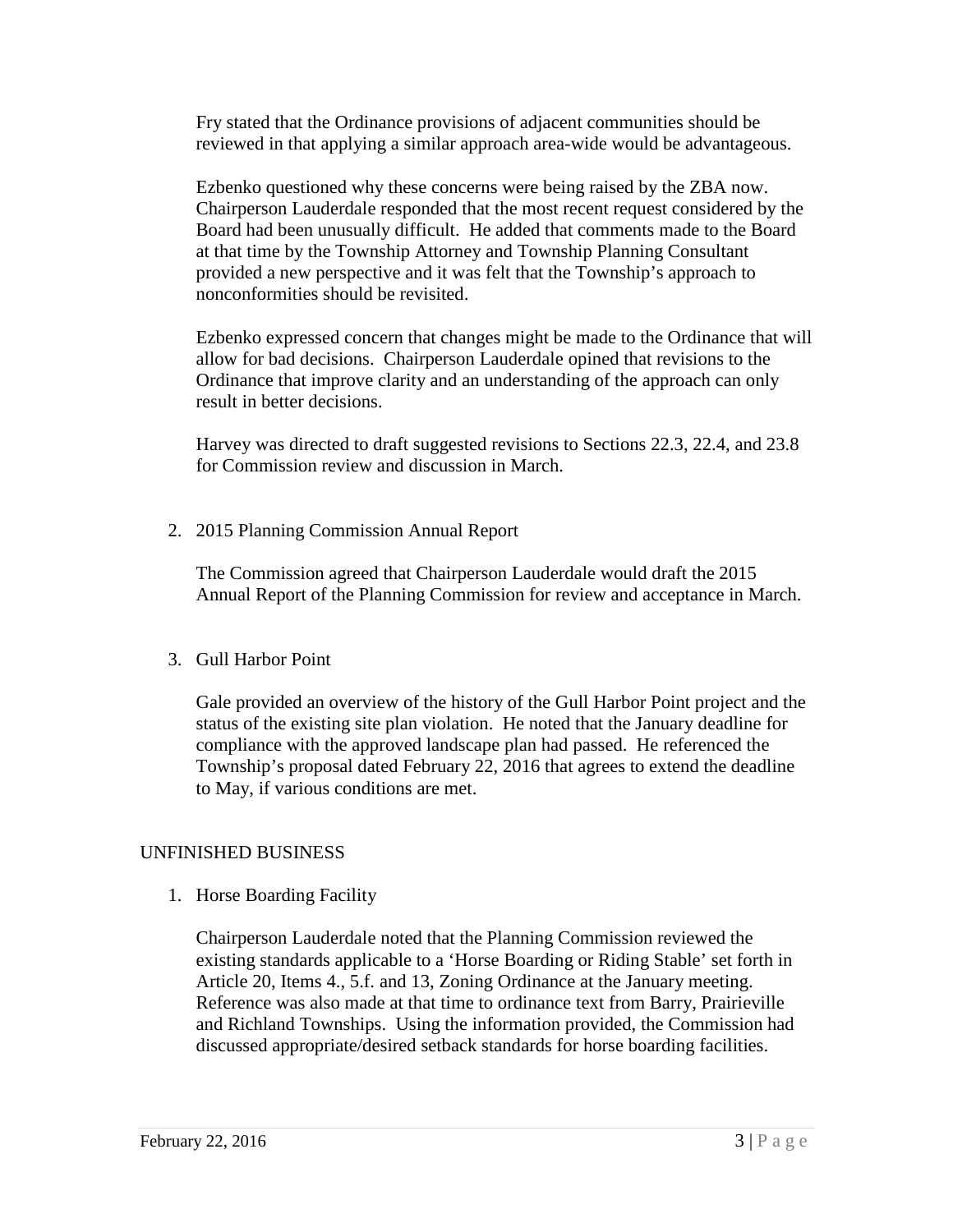Fry stated that the Ordinance provisions of adjacent communities should be reviewed in that applying a similar approach area-wide would be advantageous.

Ezbenko questioned why these concerns were being raised by the ZBA now. Chairperson Lauderdale responded that the most recent request considered by the Board had been unusually difficult. He added that comments made to the Board at that time by the Township Attorney and Township Planning Consultant provided a new perspective and it was felt that the Township's approach to nonconformities should be revisited.

Ezbenko expressed concern that changes might be made to the Ordinance that will allow for bad decisions. Chairperson Lauderdale opined that revisions to the Ordinance that improve clarity and an understanding of the approach can only result in better decisions.

Harvey was directed to draft suggested revisions to Sections 22.3, 22.4, and 23.8 for Commission review and discussion in March.

2. 2015 Planning Commission Annual Report

   The Commission agreed that Chairperson Lauderdale would draft the 2015 Annual Report of the Planning Commission for review and acceptance in March.

3. Gull Harbor Point

   Gale provided an overview of the history of the Gull Harbor Point project and the status of the existing site plan violation. He noted that the January deadline for compliance with the approved landscape plan had passed. He referenced the Township's proposal dated February 22, 2016 that agrees to extend the deadline to May, if various conditions are met.

UNFINISHED BUSINESS

1. Horse Boarding Facility

   Chairperson Lauderdale noted that the Planning Commission reviewed the existing standards applicable to a 'Horse Boarding or Riding Stable' set forth in Article 20, Items 4., 5.f. and 13, Zoning Ordinance at the January meeting. Reference was also made at that time to ordinance text from Barry, Prairieville and Richland Townships. Using the information provided, the Commission had discussed appropriate/desired setback standards for horse boarding facilities.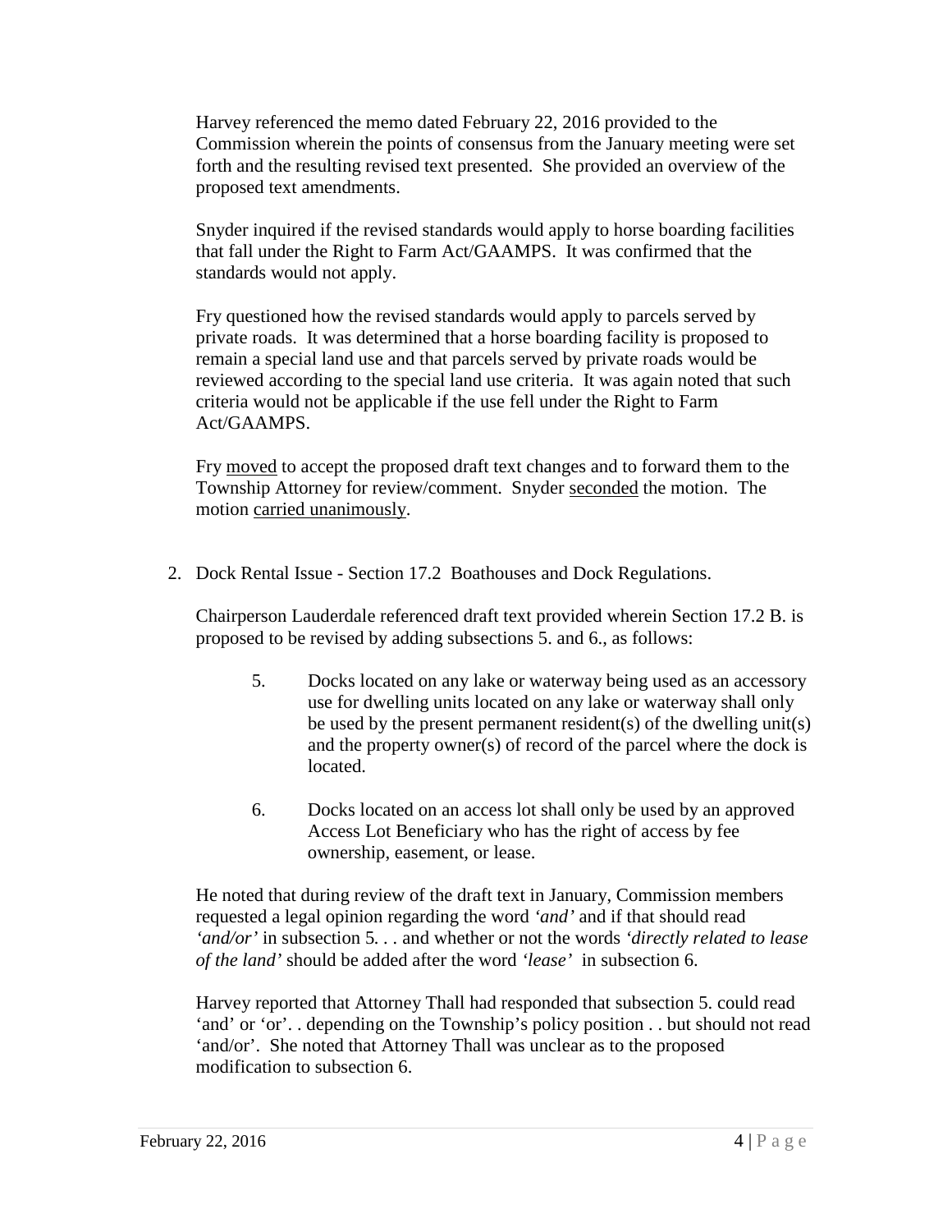Harvey referenced the memo dated February 22, 2016 provided to the Commission wherein the points of consensus from the January meeting were set forth and the resulting revised text presented. She provided an overview of the proposed text amendments.

Snyder inquired if the revised standards would apply to horse boarding facilities that fall under the Right to Farm Act/GAAMPS. It was confirmed that the standards would not apply.

Fry questioned how the revised standards would apply to parcels served by private roads. It was determined that a horse boarding facility is proposed to remain a special land use and that parcels served by private roads would be reviewed according to the special land use criteria. It was again noted that such criteria would not be applicable if the use fell under the Right to Farm Act/GAAMPS.

Fry <u>moved</u> to accept the proposed draft text changes and to forward them to the Township Attorney for review/comment. Snyder <u>seconded</u> the motion. The motion <u>carried unanimously</u>.

2. Dock Rental Issue - Section 17.2 Boathouses and Dock Regulations.

   Chairperson Lauderdale referenced draft text provided wherein Section 17.2 B. is proposed to be revised by adding subsections 5. and 6., as follows:

   5. Docks located on any lake or waterway being used as an accessory use for dwelling units located on any lake or waterway shall only be used by the present permanent resident(s) of the dwelling unit(s) and the property owner(s) of record of the parcel where the dock is located.

   6. Docks located on an access lot shall only be used by an approved Access Lot Beneficiary who has the right of access by fee ownership, easement, or lease.

   He noted that during review of the draft text in January, Commission members requested a legal opinion regarding the word *'and'* and if that should read *'and/or'* in subsection 5. . . and whether or not the words *'directly related to lease of the land'* should be added after the word *'lease'* in subsection 6.

   Harvey reported that Attorney Thall had responded that subsection 5. could read 'and' or 'or'. . depending on the Township's policy position . . but should not read 'and/or'. She noted that Attorney Thall was unclear as to the proposed modification to subsection 6.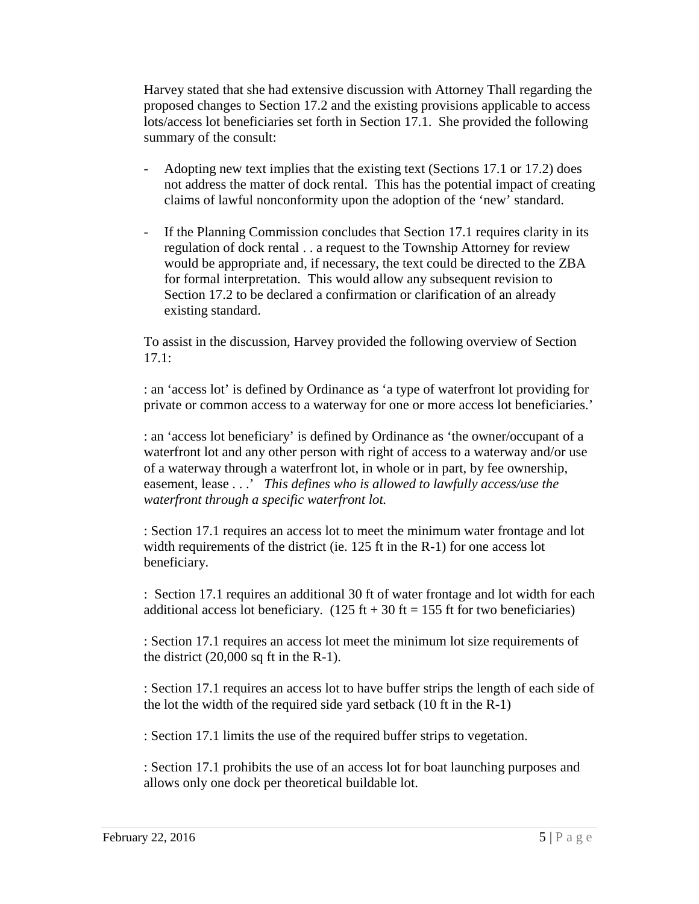Harvey stated that she had extensive discussion with Attorney Thall regarding the proposed changes to Section 17.2 and the existing provisions applicable to access lots/access lot beneficiaries set forth in Section 17.1. She provided the following summary of the consult:

- Adopting new text implies that the existing text (Sections 17.1 or 17.2) does not address the matter of dock rental. This has the potential impact of creating claims of lawful nonconformity upon the adoption of the 'new' standard.

- If the Planning Commission concludes that Section 17.1 requires clarity in its regulation of dock rental . . a request to the Township Attorney for review would be appropriate and, if necessary, the text could be directed to the ZBA for formal interpretation. This would allow any subsequent revision to Section 17.2 to be declared a confirmation or clarification of an already existing standard.

To assist in the discussion, Harvey provided the following overview of Section 17.1:

: an 'access lot' is defined by Ordinance as 'a type of waterfront lot providing for private or common access to a waterway for one or more access lot beneficiaries.'

: an 'access lot beneficiary' is defined by Ordinance as 'the owner/occupant of a waterfront lot and any other person with right of access to a waterway and/or use of a waterway through a waterfront lot, in whole or in part, by fee ownership, easement, lease . . .' *This defines who is allowed to lawfully access/use the waterfront through a specific waterfront lot.*

: Section 17.1 requires an access lot to meet the minimum water frontage and lot width requirements of the district (ie. 125 ft in the R-1) for one access lot beneficiary.

: Section 17.1 requires an additional 30 ft of water frontage and lot width for each additional access lot beneficiary. (125 ft + 30 ft = 155 ft for two beneficiaries)

: Section 17.1 requires an access lot meet the minimum lot size requirements of the district (20,000 sq ft in the R-1).

: Section 17.1 requires an access lot to have buffer strips the length of each side of the lot the width of the required side yard setback (10 ft in the R-1)

: Section 17.1 limits the use of the required buffer strips to vegetation.

: Section 17.1 prohibits the use of an access lot for boat launching purposes and allows only one dock per theoretical buildable lot.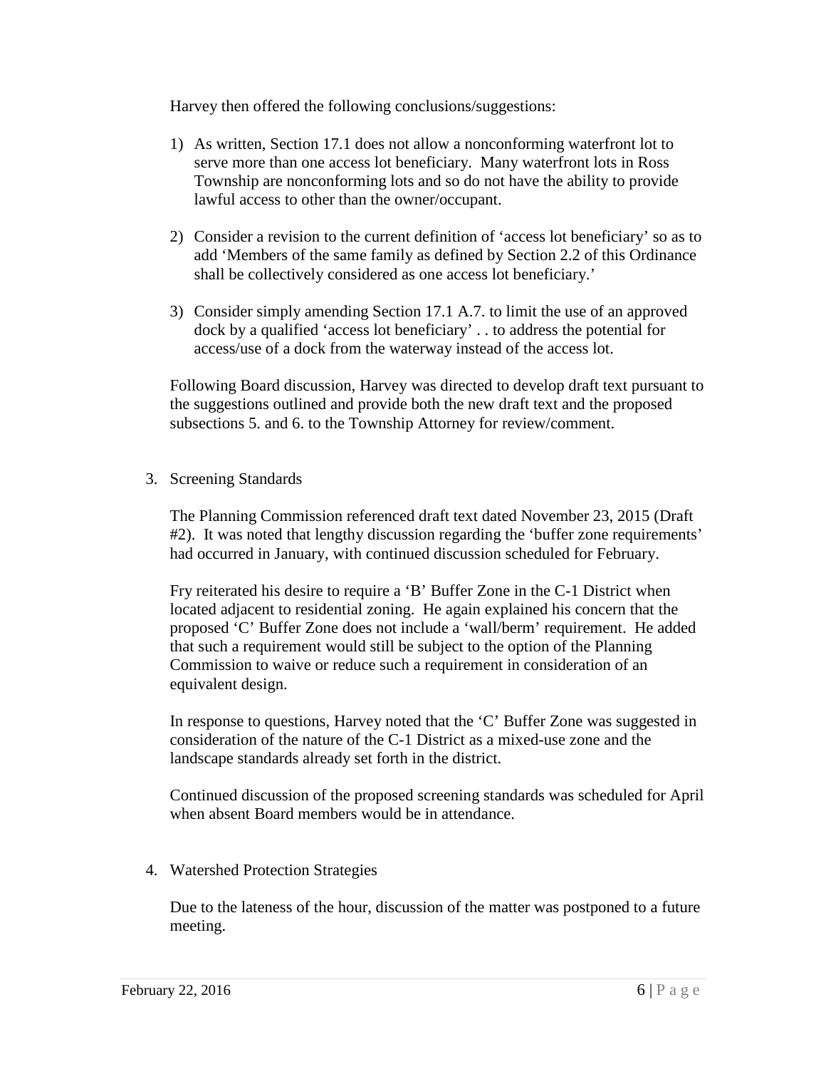Harvey then offered the following conclusions/suggestions:

1) As written, Section 17.1 does not allow a nonconforming waterfront lot to serve more than one access lot beneficiary. Many waterfront lots in Ross Township are nonconforming lots and so do not have the ability to provide lawful access to other than the owner/occupant.

2) Consider a revision to the current definition of 'access lot beneficiary' so as to add 'Members of the same family as defined by Section 2.2 of this Ordinance shall be collectively considered as one access lot beneficiary.'

3) Consider simply amending Section 17.1 A.7. to limit the use of an approved dock by a qualified 'access lot beneficiary' . . to address the potential for access/use of a dock from the waterway instead of the access lot.

Following Board discussion, Harvey was directed to develop draft text pursuant to the suggestions outlined and provide both the new draft text and the proposed subsections 5. and 6. to the Township Attorney for review/comment.

3. Screening Standards

The Planning Commission referenced draft text dated November 23, 2015 (Draft #2). It was noted that lengthy discussion regarding the 'buffer zone requirements' had occurred in January, with continued discussion scheduled for February.

Fry reiterated his desire to require a 'B' Buffer Zone in the C-1 District when located adjacent to residential zoning. He again explained his concern that the proposed 'C' Buffer Zone does not include a 'wall/berm' requirement. He added that such a requirement would still be subject to the option of the Planning Commission to waive or reduce such a requirement in consideration of an equivalent design.

In response to questions, Harvey noted that the 'C' Buffer Zone was suggested in consideration of the nature of the C-1 District as a mixed-use zone and the landscape standards already set forth in the district.

Continued discussion of the proposed screening standards was scheduled for April when absent Board members would be in attendance.

4. Watershed Protection Strategies

Due to the lateness of the hour, discussion of the matter was postponed to a future meeting.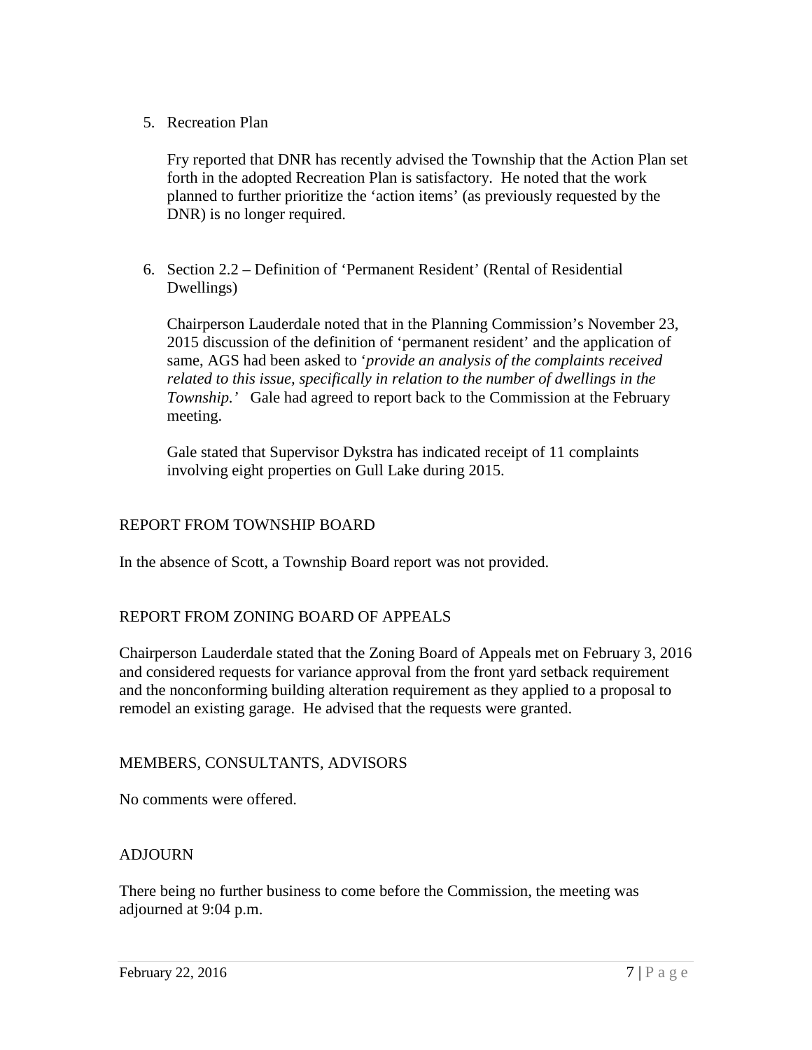5. Recreation Plan

   Fry reported that DNR has recently advised the Township that the Action Plan set forth in the adopted Recreation Plan is satisfactory. He noted that the work planned to further prioritize the 'action items' (as previously requested by the DNR) is no longer required.

6. Section 2.2 – Definition of 'Permanent Resident' (Rental of Residential Dwellings)

   Chairperson Lauderdale noted that in the Planning Commission's November 23, 2015 discussion of the definition of 'permanent resident' and the application of same, AGS had been asked to '*provide an analysis of the complaints received related to this issue, specifically in relation to the number of dwellings in the Township.*' Gale had agreed to report back to the Commission at the February meeting.

   Gale stated that Supervisor Dykstra has indicated receipt of 11 complaints involving eight properties on Gull Lake during 2015.

## REPORT FROM TOWNSHIP BOARD

In the absence of Scott, a Township Board report was not provided.

## REPORT FROM ZONING BOARD OF APPEALS

Chairperson Lauderdale stated that the Zoning Board of Appeals met on February 3, 2016 and considered requests for variance approval from the front yard setback requirement and the nonconforming building alteration requirement as they applied to a proposal to remodel an existing garage. He advised that the requests were granted.

## MEMBERS, CONSULTANTS, ADVISORS

No comments were offered.

## ADJOURN

There being no further business to come before the Commission, the meeting was adjourned at 9:04 p.m.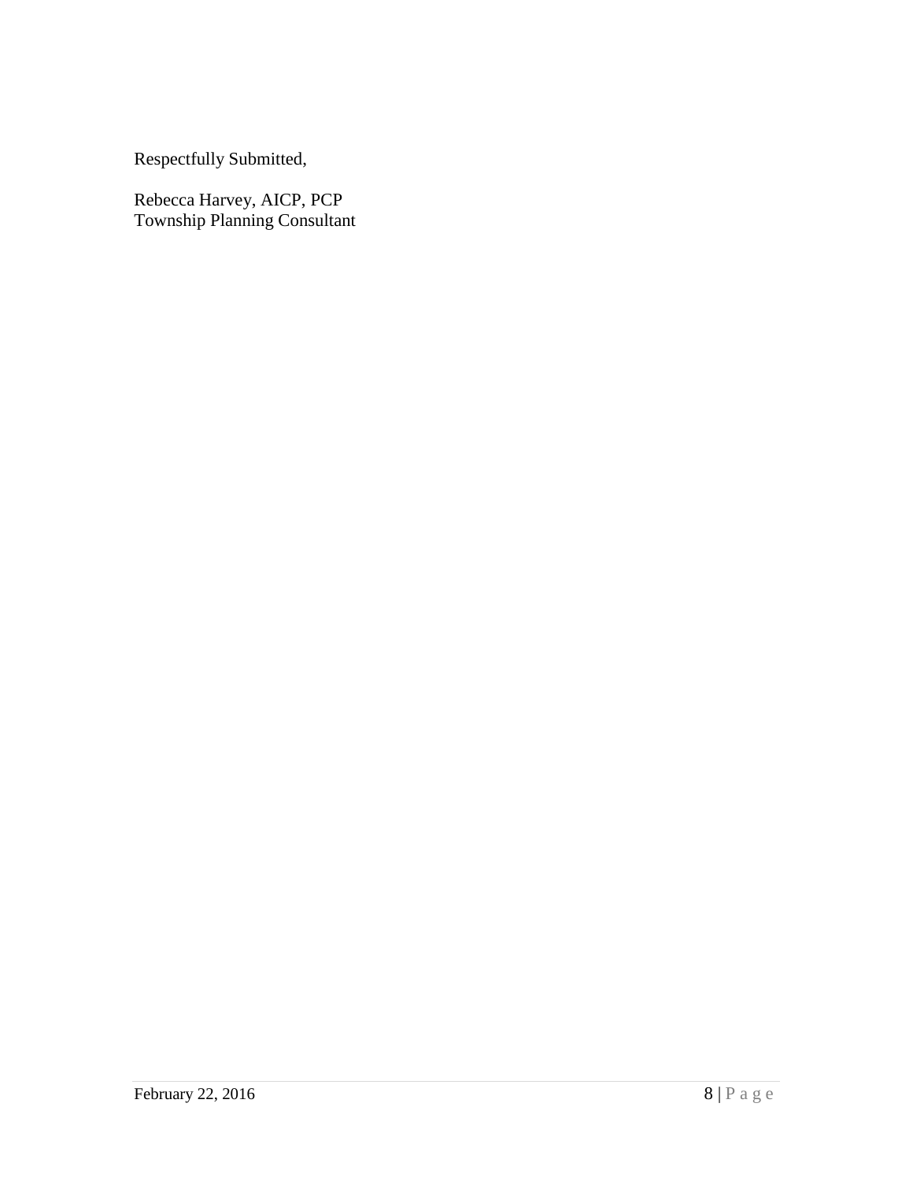Respectfully Submitted,

Rebecca Harvey, AICP, PCP
Township Planning Consultant